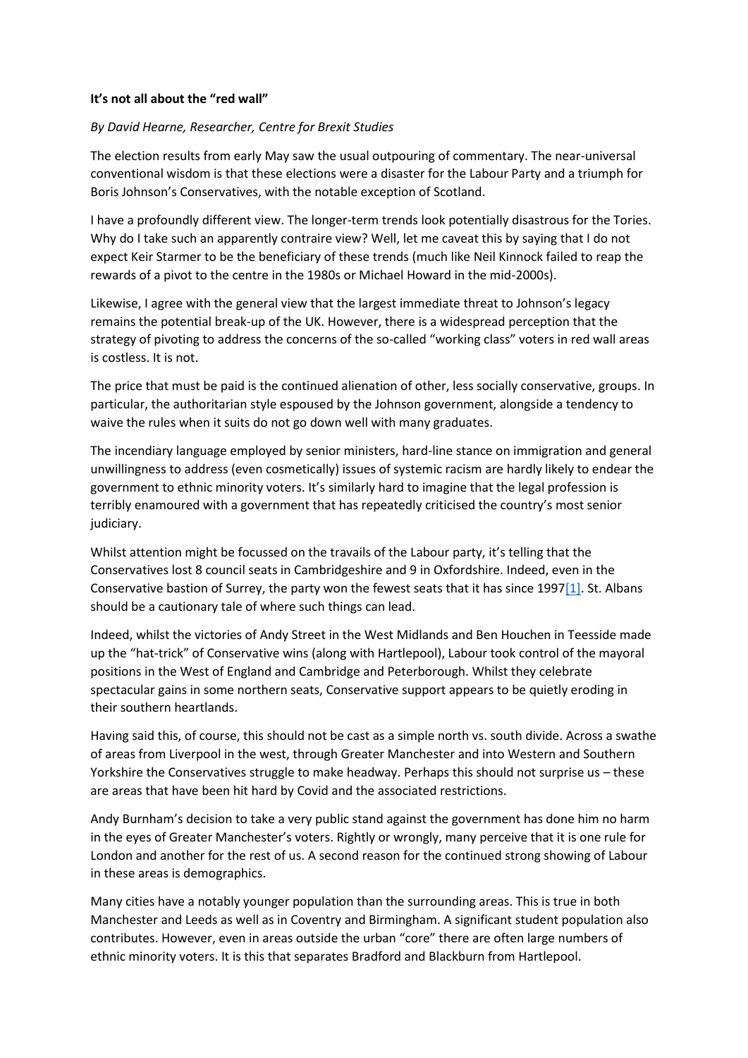**It's not all about the "red wall"**

*By David Hearne, Researcher, Centre for Brexit Studies*

The election results from early May saw the usual outpouring of commentary. The near-universal conventional wisdom is that these elections were a disaster for the Labour Party and a triumph for Boris Johnson's Conservatives, with the notable exception of Scotland.

I have a profoundly different view. The longer-term trends look potentially disastrous for the Tories. Why do I take such an apparently contraire view? Well, let me caveat this by saying that I do not expect Keir Starmer to be the beneficiary of these trends (much like Neil Kinnock failed to reap the rewards of a pivot to the centre in the 1980s or Michael Howard in the mid-2000s).

Likewise, I agree with the general view that the largest immediate threat to Johnson's legacy remains the potential break-up of the UK. However, there is a widespread perception that the strategy of pivoting to address the concerns of the so-called "working class" voters in red wall areas is costless. It is not.

The price that must be paid is the continued alienation of other, less socially conservative, groups. In particular, the authoritarian style espoused by the Johnson government, alongside a tendency to waive the rules when it suits do not go down well with many graduates.

The incendiary language employed by senior ministers, hard-line stance on immigration and general unwillingness to address (even cosmetically) issues of systemic racism are hardly likely to endear the government to ethnic minority voters. It's similarly hard to imagine that the legal profession is terribly enamoured with a government that has repeatedly criticised the country's most senior judiciary.

Whilst attention might be focussed on the travails of the Labour party, it's telling that the Conservatives lost 8 council seats in Cambridgeshire and 9 in Oxfordshire. Indeed, even in the Conservative bastion of Surrey, the party won the fewest seats that it has since 1997[1]. St. Albans should be a cautionary tale of where such things can lead.

Indeed, whilst the victories of Andy Street in the West Midlands and Ben Houchen in Teesside made up the "hat-trick" of Conservative wins (along with Hartlepool), Labour took control of the mayoral positions in the West of England and Cambridge and Peterborough. Whilst they celebrate spectacular gains in some northern seats, Conservative support appears to be quietly eroding in their southern heartlands.

Having said this, of course, this should not be cast as a simple north vs. south divide. Across a swathe of areas from Liverpool in the west, through Greater Manchester and into Western and Southern Yorkshire the Conservatives struggle to make headway. Perhaps this should not surprise us – these are areas that have been hit hard by Covid and the associated restrictions.

Andy Burnham's decision to take a very public stand against the government has done him no harm in the eyes of Greater Manchester's voters. Rightly or wrongly, many perceive that it is one rule for London and another for the rest of us. A second reason for the continued strong showing of Labour in these areas is demographics.

Many cities have a notably younger population than the surrounding areas. This is true in both Manchester and Leeds as well as in Coventry and Birmingham. A significant student population also contributes. However, even in areas outside the urban "core" there are often large numbers of ethnic minority voters. It is this that separates Bradford and Blackburn from Hartlepool.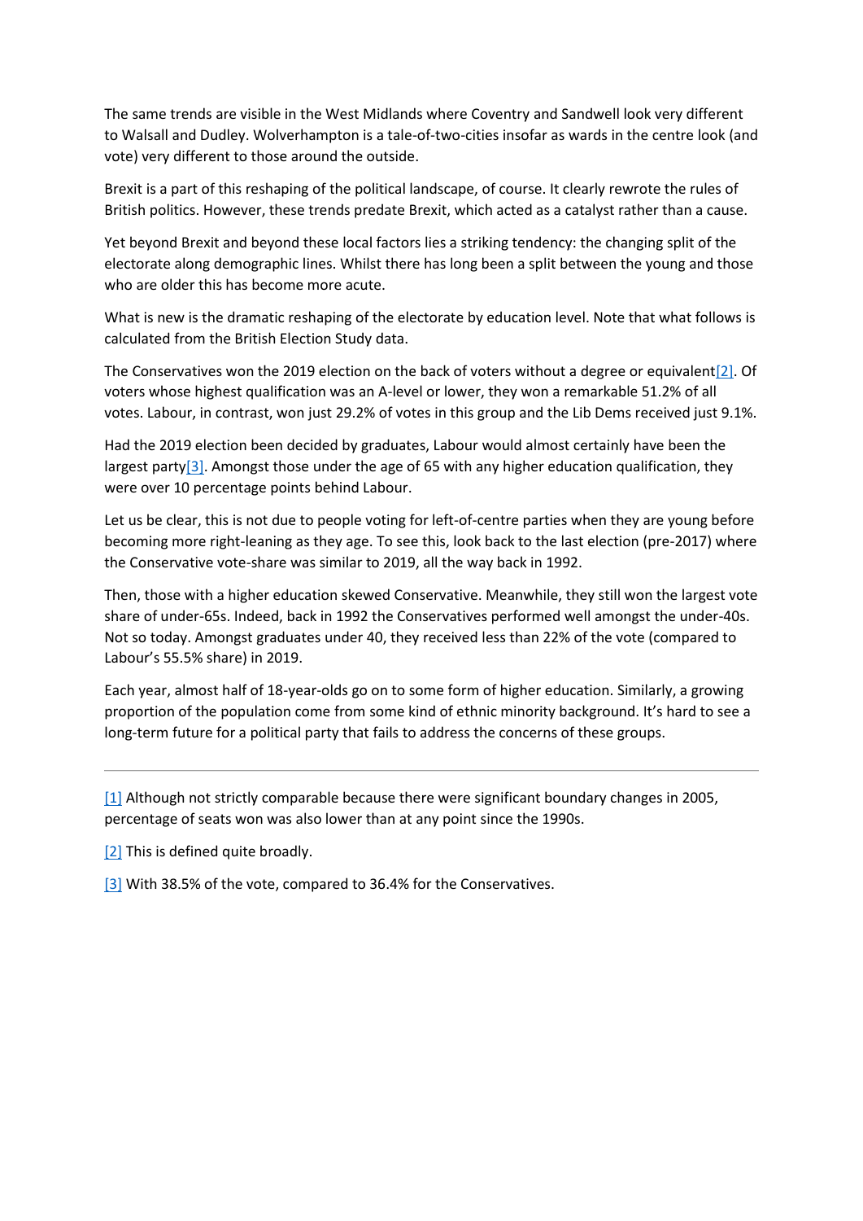The same trends are visible in the West Midlands where Coventry and Sandwell look very different to Walsall and Dudley. Wolverhampton is a tale-of-two-cities insofar as wards in the centre look (and vote) very different to those around the outside.

Brexit is a part of this reshaping of the political landscape, of course. It clearly rewrote the rules of British politics. However, these trends predate Brexit, which acted as a catalyst rather than a cause.

Yet beyond Brexit and beyond these local factors lies a striking tendency: the changing split of the electorate along demographic lines. Whilst there has long been a split between the young and those who are older this has become more acute.

What is new is the dramatic reshaping of the electorate by education level. Note that what follows is calculated from the British Election Study data.

The Conservatives won the 2019 election on the back of voters without a degree or equivalent[2]. Of voters whose highest qualification was an A-level or lower, they won a remarkable 51.2% of all votes. Labour, in contrast, won just 29.2% of votes in this group and the Lib Dems received just 9.1%.

Had the 2019 election been decided by graduates, Labour would almost certainly have been the largest party[3]. Amongst those under the age of 65 with any higher education qualification, they were over 10 percentage points behind Labour.

Let us be clear, this is not due to people voting for left-of-centre parties when they are young before becoming more right-leaning as they age. To see this, look back to the last election (pre-2017) where the Conservative vote-share was similar to 2019, all the way back in 1992.

Then, those with a higher education skewed Conservative. Meanwhile, they still won the largest vote share of under-65s. Indeed, back in 1992 the Conservatives performed well amongst the under-40s. Not so today. Amongst graduates under 40, they received less than 22% of the vote (compared to Labour's 55.5% share) in 2019.

Each year, almost half of 18-year-olds go on to some form of higher education. Similarly, a growing proportion of the population come from some kind of ethnic minority background. It's hard to see a long-term future for a political party that fails to address the concerns of these groups.

---

[1] Although not strictly comparable because there were significant boundary changes in 2005, percentage of seats won was also lower than at any point since the 1990s.

[2] This is defined quite broadly.

[3] With 38.5% of the vote, compared to 36.4% for the Conservatives.